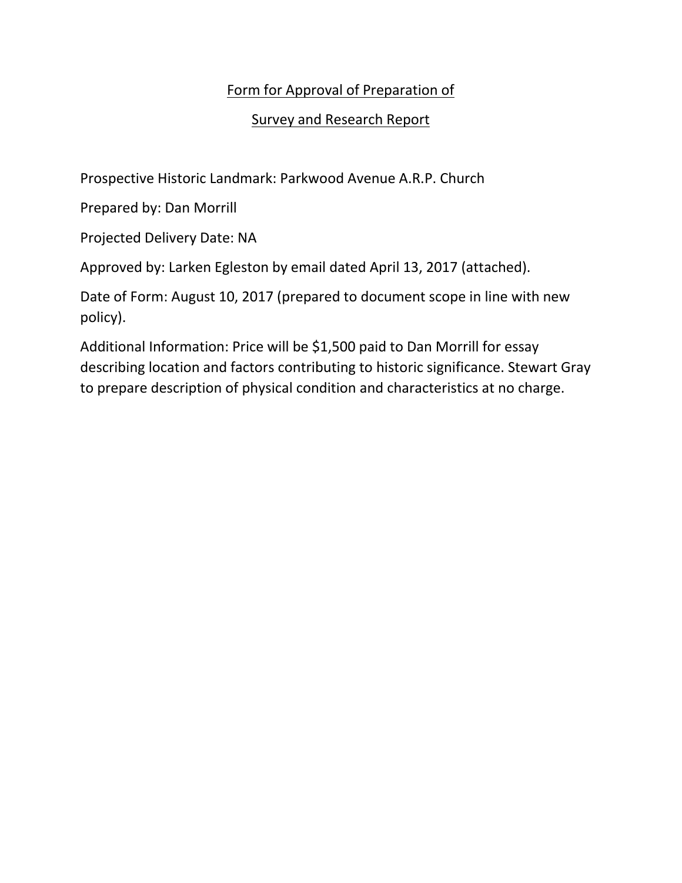# Form for Approval of Preparation of Survey and Research Report

Prospective Historic Landmark: Parkwood Avenue A.R.P. Church

Prepared by: Dan Morrill

Projected Delivery Date: NA

Approved by: Larken Egleston by email dated April 13, 2017 (attached).

Date of Form: August 10, 2017 (prepared to document scope in line with new policy).

Additional Information: Price will be $1,500 paid to Dan Morrill for essay describing location and factors contributing to historic significance. Stewart Gray to prepare description of physical condition and characteristics at no charge.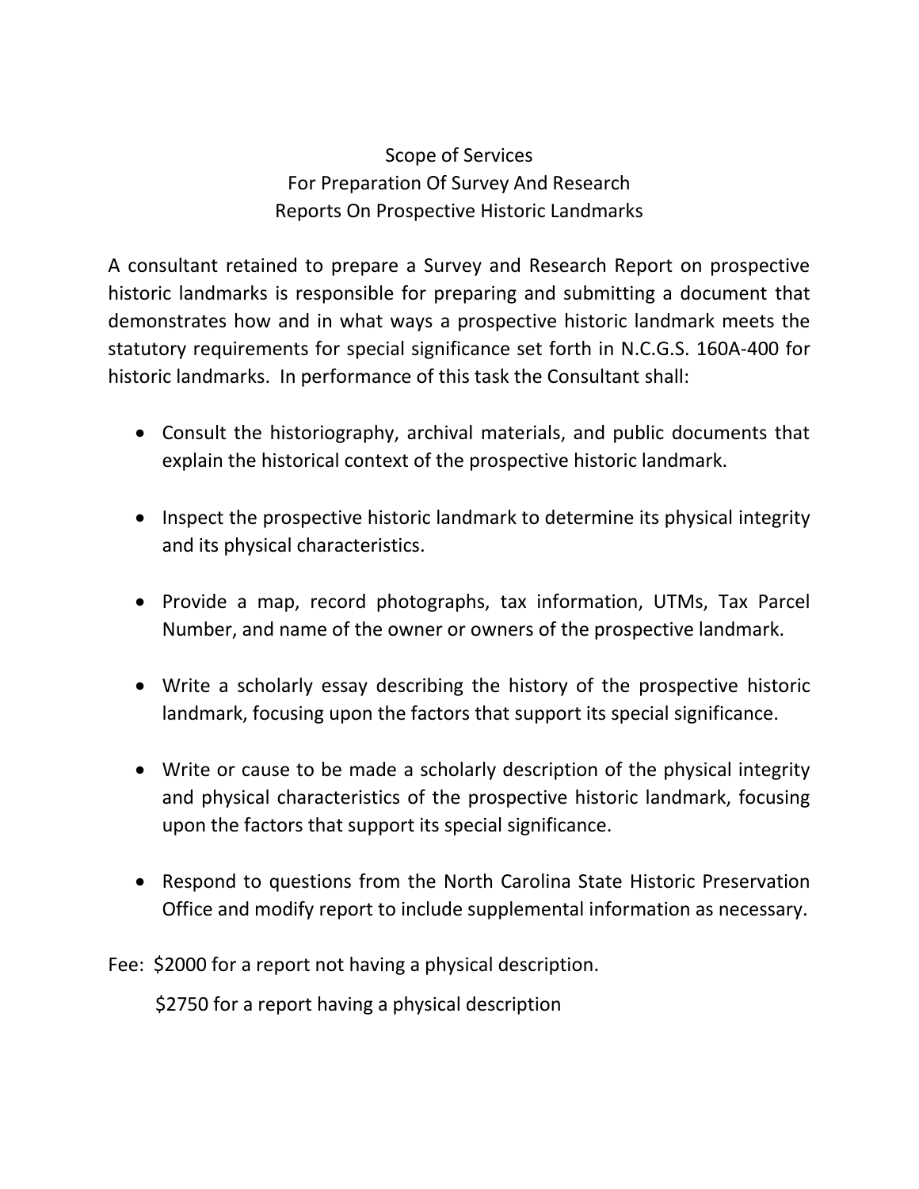# Scope of Services
## For Preparation Of Survey And Research
## Reports On Prospective Historic Landmarks

A consultant retained to prepare a Survey and Research Report on prospective historic landmarks is responsible for preparing and submitting a document that demonstrates how and in what ways a prospective historic landmark meets the statutory requirements for special significance set forth in N.C.G.S. 160A-400 for historic landmarks. In performance of this task the Consultant shall:

- Consult the historiography, archival materials, and public documents that explain the historical context of the prospective historic landmark.
- Inspect the prospective historic landmark to determine its physical integrity and its physical characteristics.
- Provide a map, record photographs, tax information, UTMs, Tax Parcel Number, and name of the owner or owners of the prospective landmark.
- Write a scholarly essay describing the history of the prospective historic landmark, focusing upon the factors that support its special significance.
- Write or cause to be made a scholarly description of the physical integrity and physical characteristics of the prospective historic landmark, focusing upon the factors that support its special significance.
- Respond to questions from the North Carolina State Historic Preservation Office and modify report to include supplemental information as necessary.

Fee: $2000 for a report not having a physical description.

$2750 for a report having a physical description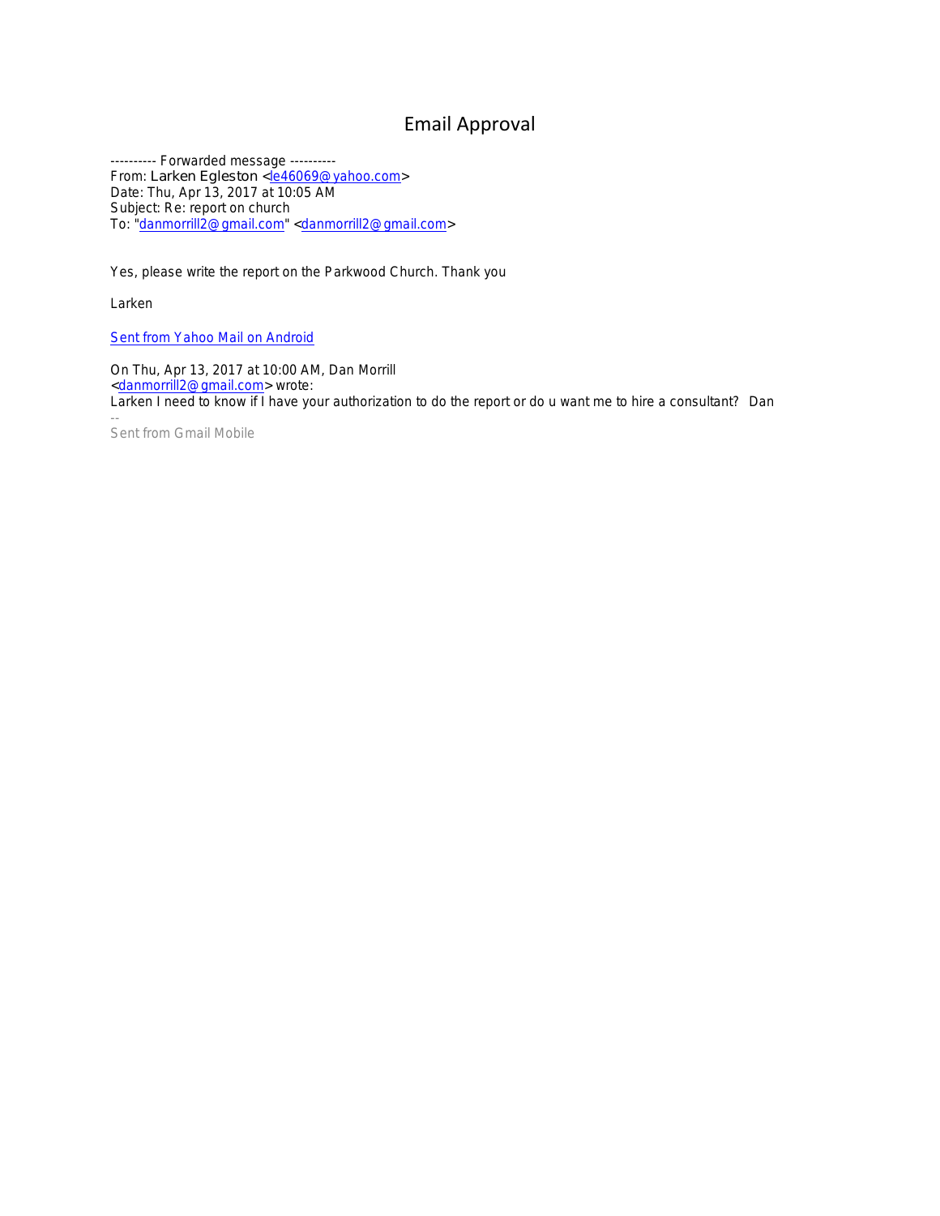# Email Approval

---------- Forwarded message ----------
From: Larken Egleston <le46069@yahoo.com>
Date: Thu, Apr 13, 2017 at 10:05 AM
Subject: Re: report on church
To: "danmorrill2@gmail.com" <danmorrill2@gmail.com>

Yes, please write the report on the Parkwood Church. Thank you

Larken

Sent from Yahoo Mail on Android

On Thu, Apr 13, 2017 at 10:00 AM, Dan Morrill
<danmorrill2@gmail.com> wrote:
Larken I need to know if I have your authorization to do the report or do u want me to hire a consultant? Dan
--
Sent from Gmail Mobile